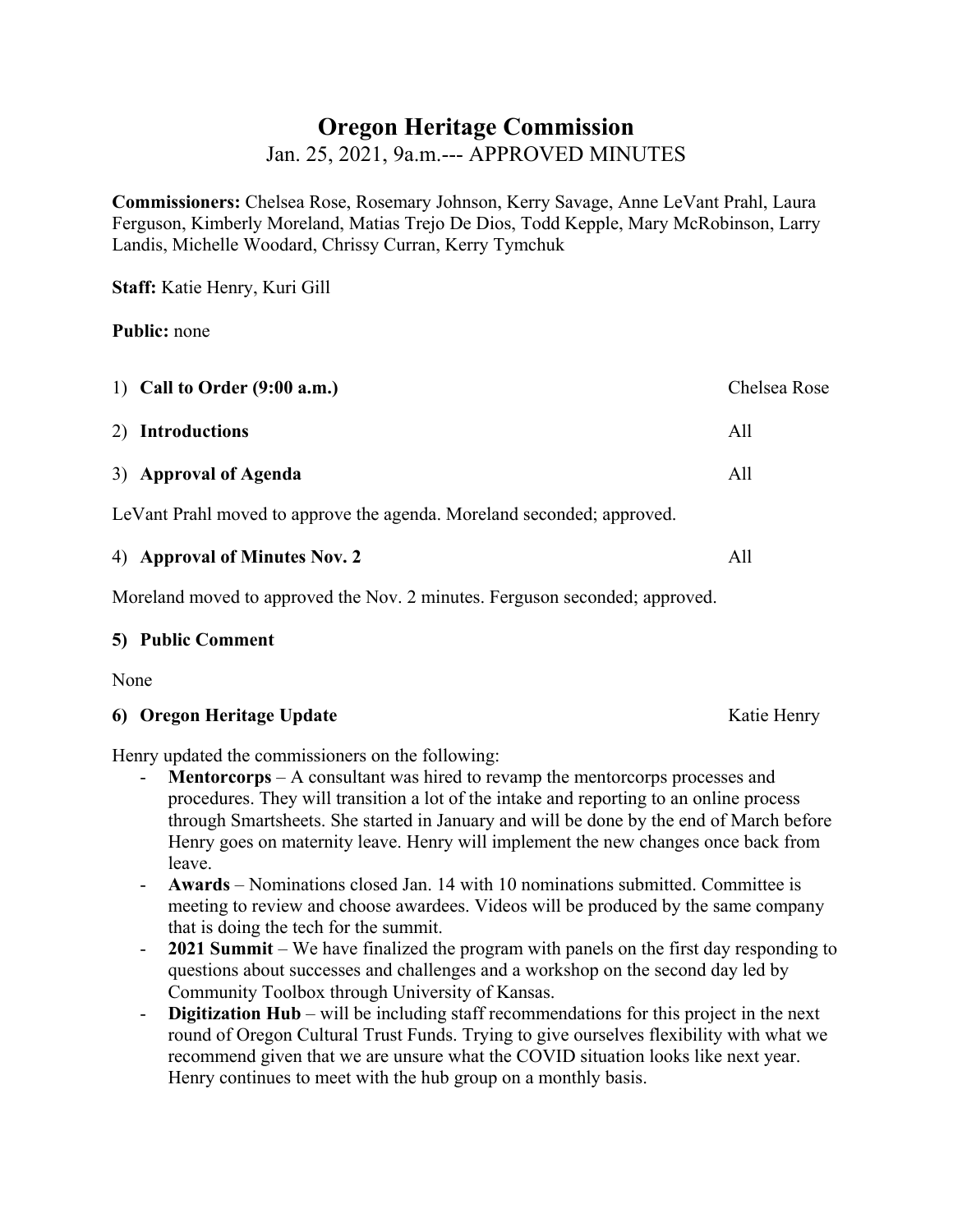# Oregon Heritage Commission

Jan. 25, 2021, 9a.m.--- APPROVED MINUTES

**Commissioners:** Chelsea Rose, Rosemary Johnson, Kerry Savage, Anne LeVant Prahl, Laura Ferguson, Kimberly Moreland, Matias Trejo De Dios, Todd Kepple, Mary McRobinson, Larry Landis, Michelle Woodard, Chrissy Curran, Kerry Tymchuk

**Staff:** Katie Henry, Kuri Gill

**Public:** none

1) **Call to Order (9:00 a.m.)** Chelsea Rose

2) **Introductions** All

3) **Approval of Agenda** All

LeVant Prahl moved to approve the agenda. Moreland seconded; approved.

4) **Approval of Minutes Nov. 2** All

Moreland moved to approved the Nov. 2 minutes. Ferguson seconded; approved.

**5) Public Comment**

None

**6) Oregon Heritage Update** Katie Henry

Henry updated the commissioners on the following:

- **Mentorcorps** – A consultant was hired to revamp the mentorcorps processes and procedures. They will transition a lot of the intake and reporting to an online process through Smartsheets. She started in January and will be done by the end of March before Henry goes on maternity leave. Henry will implement the new changes once back from leave.
- **Awards** – Nominations closed Jan. 14 with 10 nominations submitted. Committee is meeting to review and choose awardees. Videos will be produced by the same company that is doing the tech for the summit.
- **2021 Summit** – We have finalized the program with panels on the first day responding to questions about successes and challenges and a workshop on the second day led by Community Toolbox through University of Kansas.
- **Digitization Hub** – will be including staff recommendations for this project in the next round of Oregon Cultural Trust Funds. Trying to give ourselves flexibility with what we recommend given that we are unsure what the COVID situation looks like next year. Henry continues to meet with the hub group on a monthly basis.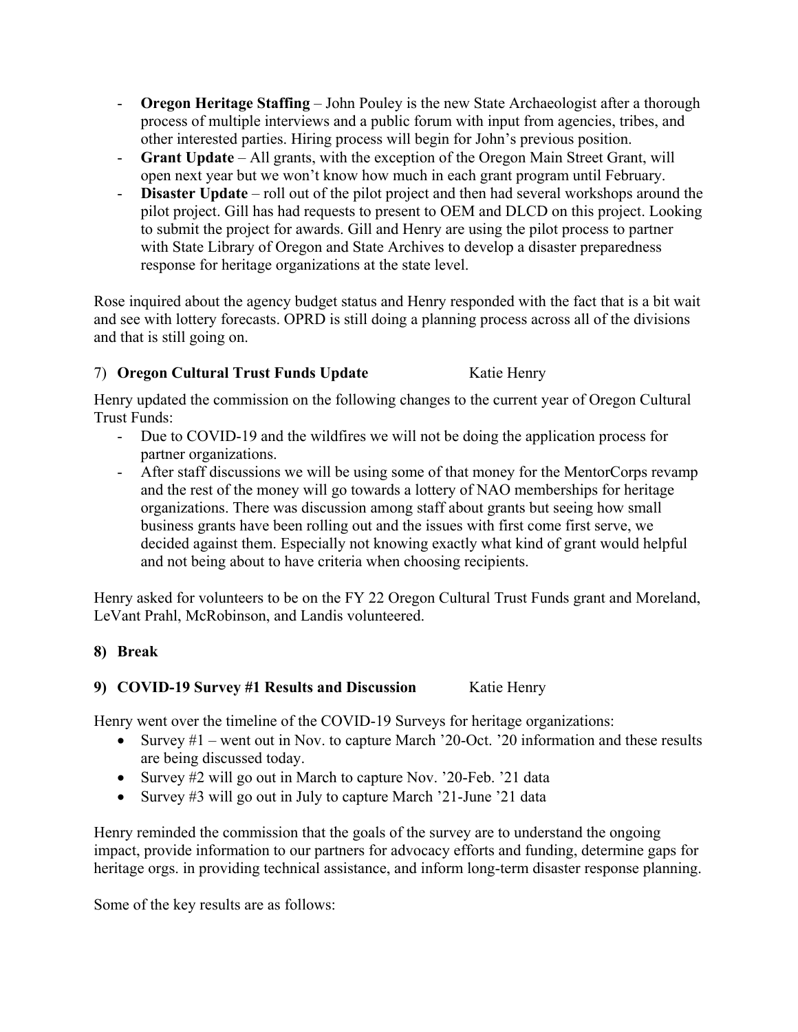- **Oregon Heritage Staffing** – John Pouley is the new State Archaeologist after a thorough process of multiple interviews and a public forum with input from agencies, tribes, and other interested parties. Hiring process will begin for John's previous position.
- **Grant Update** – All grants, with the exception of the Oregon Main Street Grant, will open next year but we won't know how much in each grant program until February.
- **Disaster Update** – roll out of the pilot project and then had several workshops around the pilot project. Gill has had requests to present to OEM and DLCD on this project. Looking to submit the project for awards. Gill and Henry are using the pilot process to partner with State Library of Oregon and State Archives to develop a disaster preparedness response for heritage organizations at the state level.

Rose inquired about the agency budget status and Henry responded with the fact that is a bit wait and see with lottery forecasts. OPRD is still doing a planning process across all of the divisions and that is still going on.

## 7) **Oregon Cultural Trust Funds Update** Katie Henry

Henry updated the commission on the following changes to the current year of Oregon Cultural Trust Funds:

- Due to COVID-19 and the wildfires we will not be doing the application process for partner organizations.
- After staff discussions we will be using some of that money for the MentorCorps revamp and the rest of the money will go towards a lottery of NAO memberships for heritage organizations. There was discussion among staff about grants but seeing how small business grants have been rolling out and the issues with first come first serve, we decided against them. Especially not knowing exactly what kind of grant would helpful and not being about to have criteria when choosing recipients.

Henry asked for volunteers to be on the FY 22 Oregon Cultural Trust Funds grant and Moreland, LeVant Prahl, McRobinson, and Landis volunteered.

## **8) Break**

## **9) COVID-19 Survey #1 Results and Discussion** Katie Henry

Henry went over the timeline of the COVID-19 Surveys for heritage organizations:

- Survey #1 – went out in Nov. to capture March '20-Oct. '20 information and these results are being discussed today.
- Survey #2 will go out in March to capture Nov. '20-Feb. '21 data
- Survey #3 will go out in July to capture March '21-June '21 data

Henry reminded the commission that the goals of the survey are to understand the ongoing impact, provide information to our partners for advocacy efforts and funding, determine gaps for heritage orgs. in providing technical assistance, and inform long-term disaster response planning.

Some of the key results are as follows: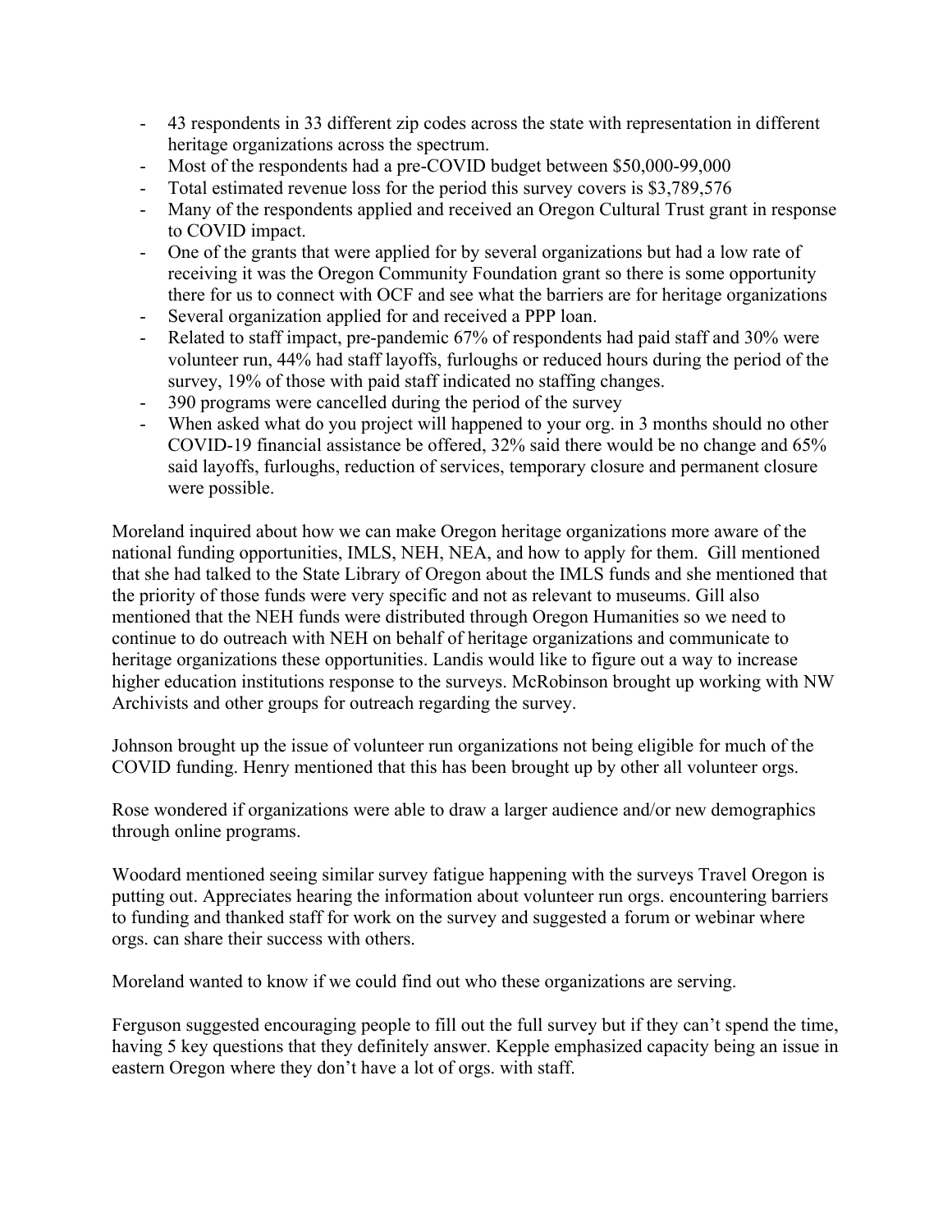- 43 respondents in 33 different zip codes across the state with representation in different heritage organizations across the spectrum.
- Most of the respondents had a pre-COVID budget between $50,000-99,000
- Total estimated revenue loss for the period this survey covers is $3,789,576
- Many of the respondents applied and received an Oregon Cultural Trust grant in response to COVID impact.
- One of the grants that were applied for by several organizations but had a low rate of receiving it was the Oregon Community Foundation grant so there is some opportunity there for us to connect with OCF and see what the barriers are for heritage organizations
- Several organization applied for and received a PPP loan.
- Related to staff impact, pre-pandemic 67% of respondents had paid staff and 30% were volunteer run, 44% had staff layoffs, furloughs or reduced hours during the period of the survey, 19% of those with paid staff indicated no staffing changes.
- 390 programs were cancelled during the period of the survey
- When asked what do you project will happened to your org. in 3 months should no other COVID-19 financial assistance be offered, 32% said there would be no change and 65% said layoffs, furloughs, reduction of services, temporary closure and permanent closure were possible.

Moreland inquired about how we can make Oregon heritage organizations more aware of the national funding opportunities, IMLS, NEH, NEA, and how to apply for them. Gill mentioned that she had talked to the State Library of Oregon about the IMLS funds and she mentioned that the priority of those funds were very specific and not as relevant to museums. Gill also mentioned that the NEH funds were distributed through Oregon Humanities so we need to continue to do outreach with NEH on behalf of heritage organizations and communicate to heritage organizations these opportunities. Landis would like to figure out a way to increase higher education institutions response to the surveys. McRobinson brought up working with NW Archivists and other groups for outreach regarding the survey.

Johnson brought up the issue of volunteer run organizations not being eligible for much of the COVID funding. Henry mentioned that this has been brought up by other all volunteer orgs.

Rose wondered if organizations were able to draw a larger audience and/or new demographics through online programs.

Woodard mentioned seeing similar survey fatigue happening with the surveys Travel Oregon is putting out. Appreciates hearing the information about volunteer run orgs. encountering barriers to funding and thanked staff for work on the survey and suggested a forum or webinar where orgs. can share their success with others.

Moreland wanted to know if we could find out who these organizations are serving.

Ferguson suggested encouraging people to fill out the full survey but if they can't spend the time, having 5 key questions that they definitely answer. Kepple emphasized capacity being an issue in eastern Oregon where they don't have a lot of orgs. with staff.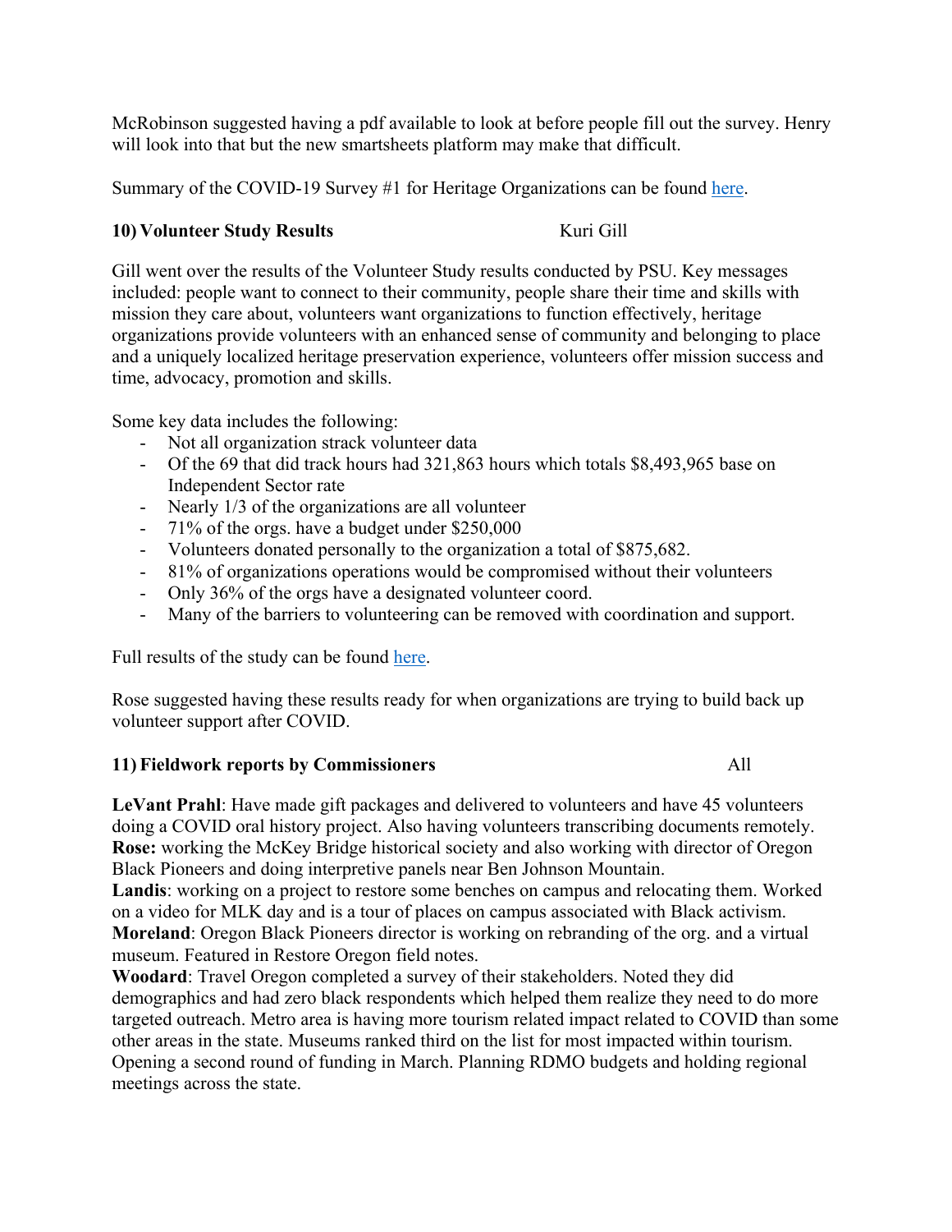McRobinson suggested having a pdf available to look at before people fill out the survey. Henry will look into that but the new smartsheets platform may make that difficult.

Summary of the COVID-19 Survey #1 for Heritage Organizations can be found here.

**10) Volunteer Study Results** Kuri Gill

Gill went over the results of the Volunteer Study results conducted by PSU. Key messages included: people want to connect to their community, people share their time and skills with mission they care about, volunteers want organizations to function effectively, heritage organizations provide volunteers with an enhanced sense of community and belonging to place and a uniquely localized heritage preservation experience, volunteers offer mission success and time, advocacy, promotion and skills.

Some key data includes the following:

- Not all organization stracks volunteer data
- Of the 69 that did track hours had 321,863 hours which totals $8,493,965 base on Independent Sector rate
- Nearly 1/3 of the organizations are all volunteer
- 71% of the orgs. have a budget under $250,000
- Volunteers donated personally to the organization a total of $875,682.
- 81% of organizations operations would be compromised without their volunteers
- Only 36% of the orgs have a designated volunteer coord.
- Many of the barriers to volunteering can be removed with coordination and support.

Full results of the study can be found here.

Rose suggested having these results ready for when organizations are trying to build back up volunteer support after COVID.

**11) Fieldwork reports by Commissioners** All

**LeVant Prahl**: Have made gift packages and delivered to volunteers and have 45 volunteers doing a COVID oral history project. Also having volunteers transcribing documents remotely.
**Rose:** working the McKey Bridge historical society and also working with director of Oregon Black Pioneers and doing interpretive panels near Ben Johnson Mountain.
**Landis**: working on a project to restore some benches on campus and relocating them. Worked on a video for MLK day and is a tour of places on campus associated with Black activism.
**Moreland**: Oregon Black Pioneers director is working on rebranding of the org. and a virtual museum. Featured in Restore Oregon field notes.
**Woodard**: Travel Oregon completed a survey of their stakeholders. Noted they did demographics and had zero black respondents which helped them realize they need to do more targeted outreach. Metro area is having more tourism related impact related to COVID than some other areas in the state. Museums ranked third on the list for most impacted within tourism. Opening a second round of funding in March. Planning RDMO budgets and holding regional meetings across the state.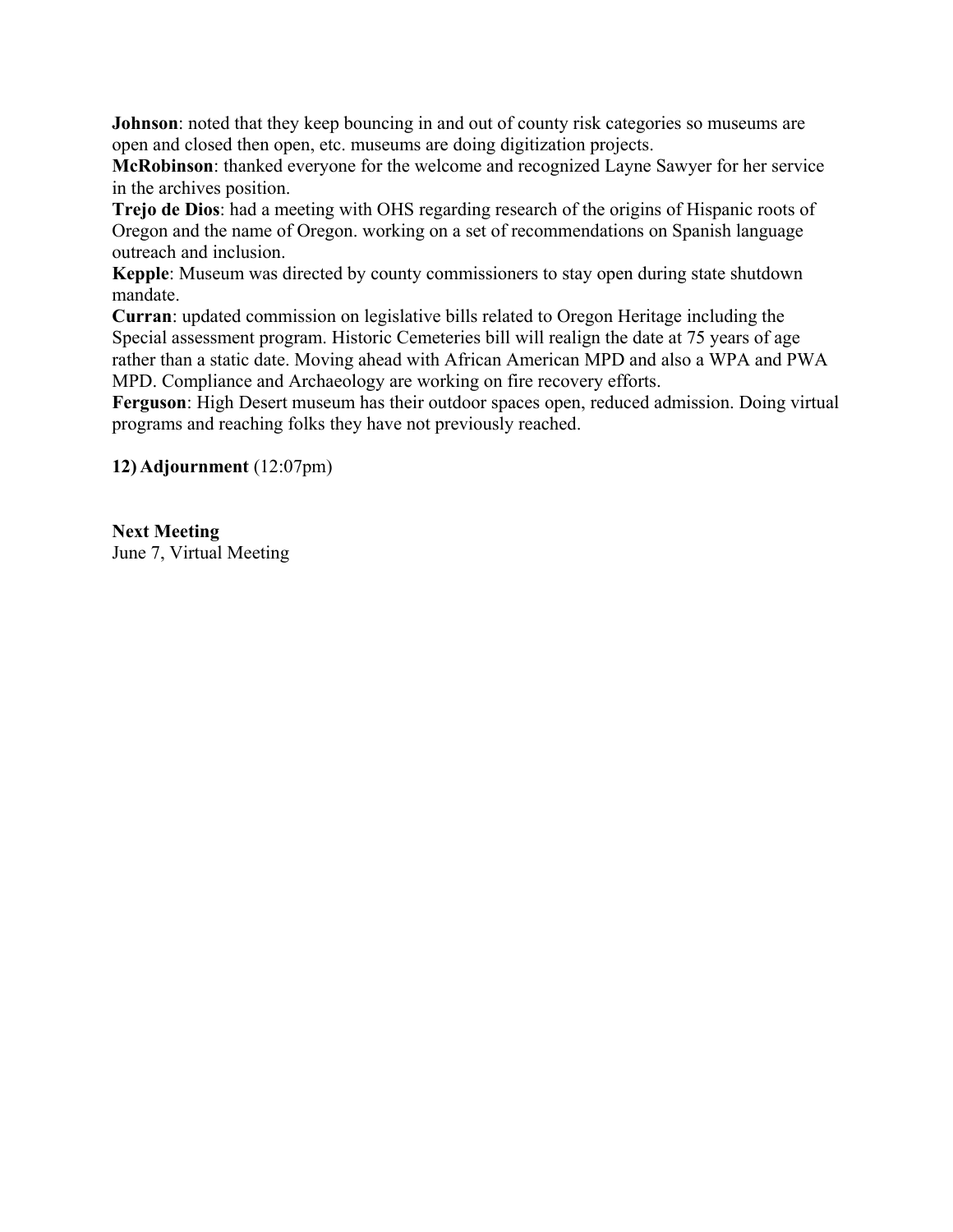**Johnson**: noted that they keep bouncing in and out of county risk categories so museums are open and closed then open, etc. museums are doing digitization projects.
**McRobinson**: thanked everyone for the welcome and recognized Layne Sawyer for her service in the archives position.
**Trejo de Dios**: had a meeting with OHS regarding research of the origins of Hispanic roots of Oregon and the name of Oregon. working on a set of recommendations on Spanish language outreach and inclusion.
**Kepple**: Museum was directed by county commissioners to stay open during state shutdown mandate.
**Curran**: updated commission on legislative bills related to Oregon Heritage including the Special assessment program. Historic Cemeteries bill will realign the date at 75 years of age rather than a static date. Moving ahead with African American MPD and also a WPA and PWA MPD. Compliance and Archaeology are working on fire recovery efforts.
**Ferguson**: High Desert museum has their outdoor spaces open, reduced admission. Doing virtual programs and reaching folks they have not previously reached.

**12) Adjournment** (12:07pm)

**Next Meeting**
June 7, Virtual Meeting